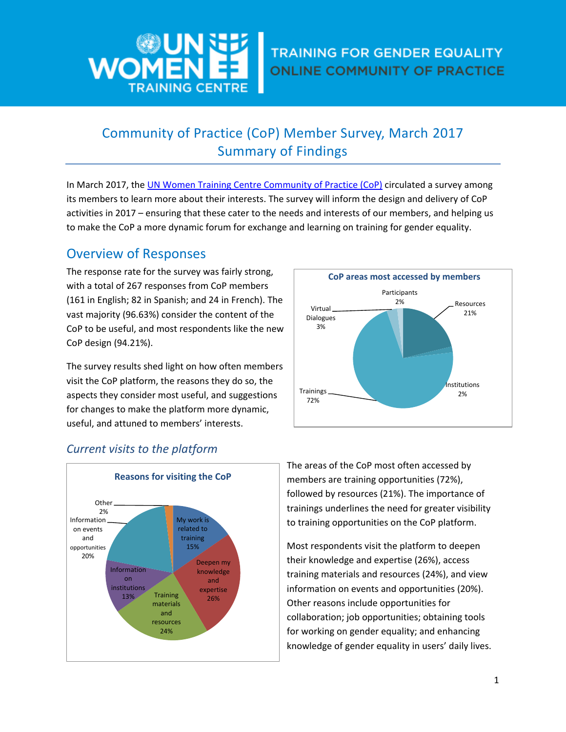# TRAINING FOR GENDER EQUALITY ONLINE COMMUNITY OF PRACTICE

## Community of Practice (CoP) Member Survey, March 2017
## Summary of Findings

In March 2017, the UN Women Training Centre Community of Practice (CoP) circulated a survey among its members to learn more about their interests. The survey will inform the design and delivery of CoP activities in 2017 – ensuring that these cater to the needs and interests of our members, and helping us to make the CoP a more dynamic forum for exchange and learning on training for gender equality.

## Overview of Responses

The response rate for the survey was fairly strong, with a total of 267 responses from CoP members (161 in English; 82 in Spanish; and 24 in French). The vast majority (96.63%) consider the content of the CoP to be useful, and most respondents like the new CoP design (94.21%).

The survey results shed light on how often members visit the CoP platform, the reasons they do so, the aspects they consider most useful, and suggestions for changes to make the platform more dynamic, useful, and attuned to members' interests.

**CoP areas most accessed by members**

| Area | Percentage |
|---|---|
| Trainings | 72% |
| Resources | 21% |
| Virtual Dialogues | 3% |
| Participants | 2% |
| Institutions | 2% |

### *Current visits to the platform*

**Reasons for visiting the CoP**

| Reason | Percentage |
|---|---|
| Deepen my knowledge and expertise | 26% |
| Training materials and resources | 24% |
| Information on events and opportunities | 20% |
| My work is related to training | 15% |
| Information on institutions | 13% |
| Other | 2% |

The areas of the CoP most often accessed by members are training opportunities (72%), followed by resources (21%). The importance of trainings underlines the need for greater visibility to training opportunities on the CoP platform.

Most respondents visit the platform to deepen their knowledge and expertise (26%), access training materials and resources (24%), and view information on events and opportunities (20%). Other reasons include opportunities for collaboration; job opportunities; obtaining tools for working on gender equality; and enhancing knowledge of gender equality in users' daily lives.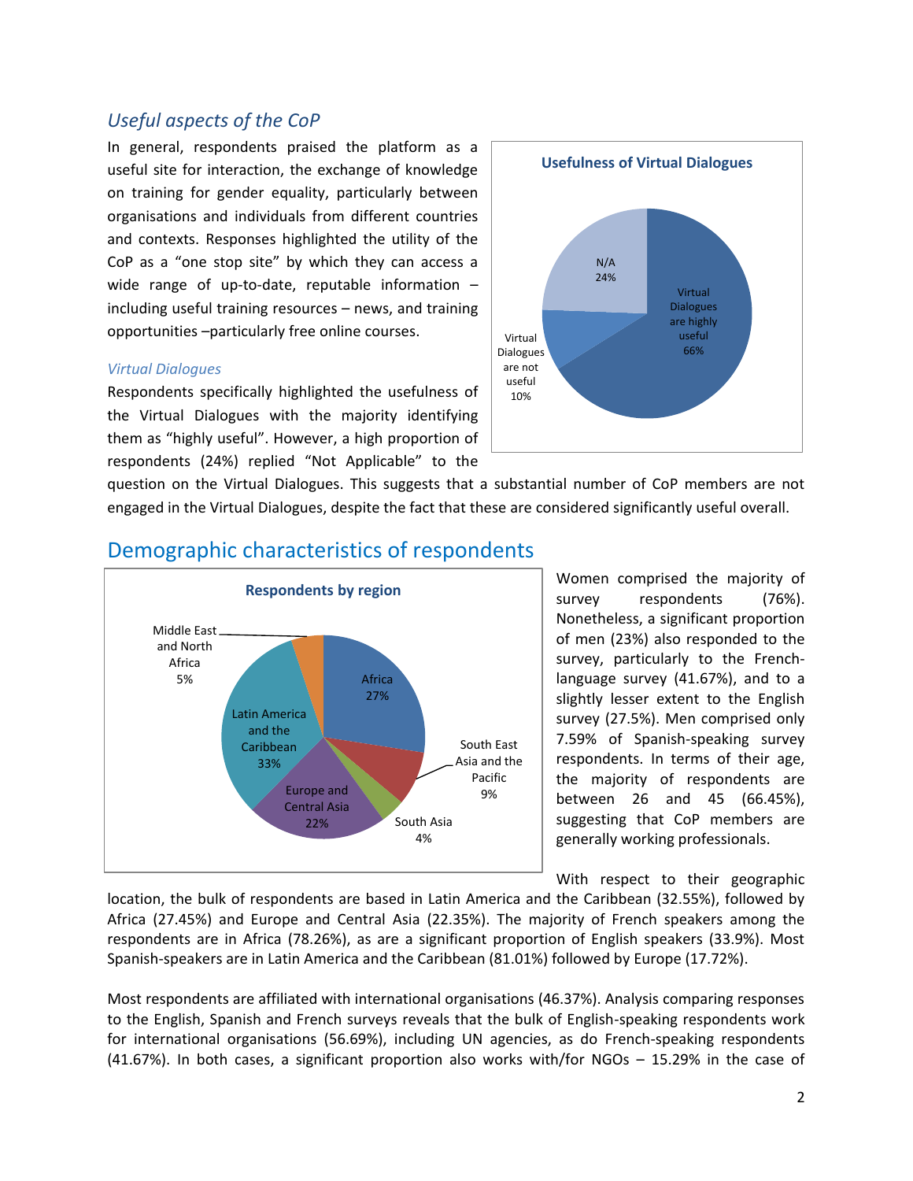### *Useful aspects of the CoP*

In general, respondents praised the platform as a useful site for interaction, the exchange of knowledge on training for gender equality, particularly between organisations and individuals from different countries and contexts. Responses highlighted the utility of the CoP as a "one stop site" by which they can access a wide range of up-to-date, reputable information – including useful training resources – news, and training opportunities –particularly free online courses.

**Usefulness of Virtual Dialogues**

| Category | Share |
|---|---|
| Virtual Dialogues are highly useful | 66% |
| Virtual Dialogues are not useful | 10% |
| N/A | 24% |

#### *Virtual Dialogues*

Respondents specifically highlighted the usefulness of the Virtual Dialogues with the majority identifying them as "highly useful". However, a high proportion of respondents (24%) replied "Not Applicable" to the question on the Virtual Dialogues. This suggests that a substantial number of CoP members are not engaged in the Virtual Dialogues, despite the fact that these are considered significantly useful overall.

## Demographic characteristics of respondents

**Respondents by region**

| Region | Share |
|---|---|
| Africa | 27% |
| South East Asia and the Pacific | 9% |
| South Asia | 4% |
| Europe and Central Asia | 22% |
| Latin America and the Caribbean | 33% |
| Middle East and North Africa | 5% |

Women comprised the majority of survey respondents (76%). Nonetheless, a significant proportion of men (23%) also responded to the survey, particularly to the French-language survey (41.67%), and to a slightly lesser extent to the English survey (27.5%). Men comprised only 7.59% of Spanish-speaking survey respondents. In terms of their age, the majority of respondents are between 26 and 45 (66.45%), suggesting that CoP members are generally working professionals.

With respect to their geographic location, the bulk of respondents are based in Latin America and the Caribbean (32.55%), followed by Africa (27.45%) and Europe and Central Asia (22.35%). The majority of French speakers among the respondents are in Africa (78.26%), as are a significant proportion of English speakers (33.9%). Most Spanish-speakers are in Latin America and the Caribbean (81.01%) followed by Europe (17.72%).

Most respondents are affiliated with international organisations (46.37%). Analysis comparing responses to the English, Spanish and French surveys reveals that the bulk of English-speaking respondents work for international organisations (56.69%), including UN agencies, as do French-speaking respondents (41.67%). In both cases, a significant proportion also works with/for NGOs – 15.29% in the case of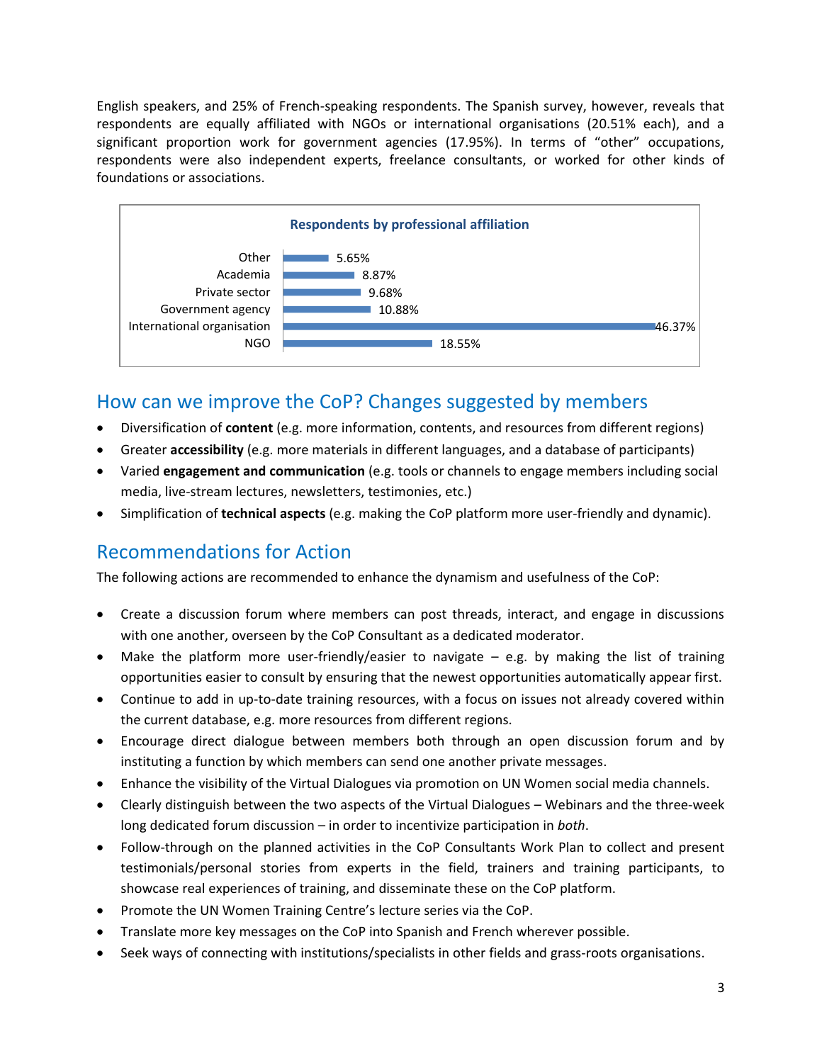English speakers, and 25% of French-speaking respondents. The Spanish survey, however, reveals that respondents are equally affiliated with NGOs or international organisations (20.51% each), and a significant proportion work for government agencies (17.95%). In terms of "other" occupations, respondents were also independent experts, freelance consultants, or worked for other kinds of foundations or associations.

**Respondents by professional affiliation**

Other 5.65%
Academia 8.87%
Private sector 9.68%
Government agency 10.88%
International organisation 46.37%
NGO 18.55%

## How can we improve the CoP? Changes suggested by members

- Diversification of **content** (e.g. more information, contents, and resources from different regions)
- Greater **accessibility** (e.g. more materials in different languages, and a database of participants)
- Varied **engagement and communication** (e.g. tools or channels to engage members including social media, live-stream lectures, newsletters, testimonies, etc.)
- Simplification of **technical aspects** (e.g. making the CoP platform more user-friendly and dynamic).

## Recommendations for Action

The following actions are recommended to enhance the dynamism and usefulness of the CoP:

- Create a discussion forum where members can post threads, interact, and engage in discussions with one another, overseen by the CoP Consultant as a dedicated moderator.
- Make the platform more user-friendly/easier to navigate – e.g. by making the list of training opportunities easier to consult by ensuring that the newest opportunities automatically appear first.
- Continue to add in up-to-date training resources, with a focus on issues not already covered within the current database, e.g. more resources from different regions.
- Encourage direct dialogue between members both through an open discussion forum and by instituting a function by which members can send one another private messages.
- Enhance the visibility of the Virtual Dialogues via promotion on UN Women social media channels.
- Clearly distinguish between the two aspects of the Virtual Dialogues – Webinars and the three-week long dedicated forum discussion – in order to incentivize participation in *both*.
- Follow-through on the planned activities in the CoP Consultants Work Plan to collect and present testimonials/personal stories from experts in the field, trainers and training participants, to showcase real experiences of training, and disseminate these on the CoP platform.
- Promote the UN Women Training Centre's lecture series via the CoP.
- Translate more key messages on the CoP into Spanish and French wherever possible.
- Seek ways of connecting with institutions/specialists in other fields and grass-roots organisations.